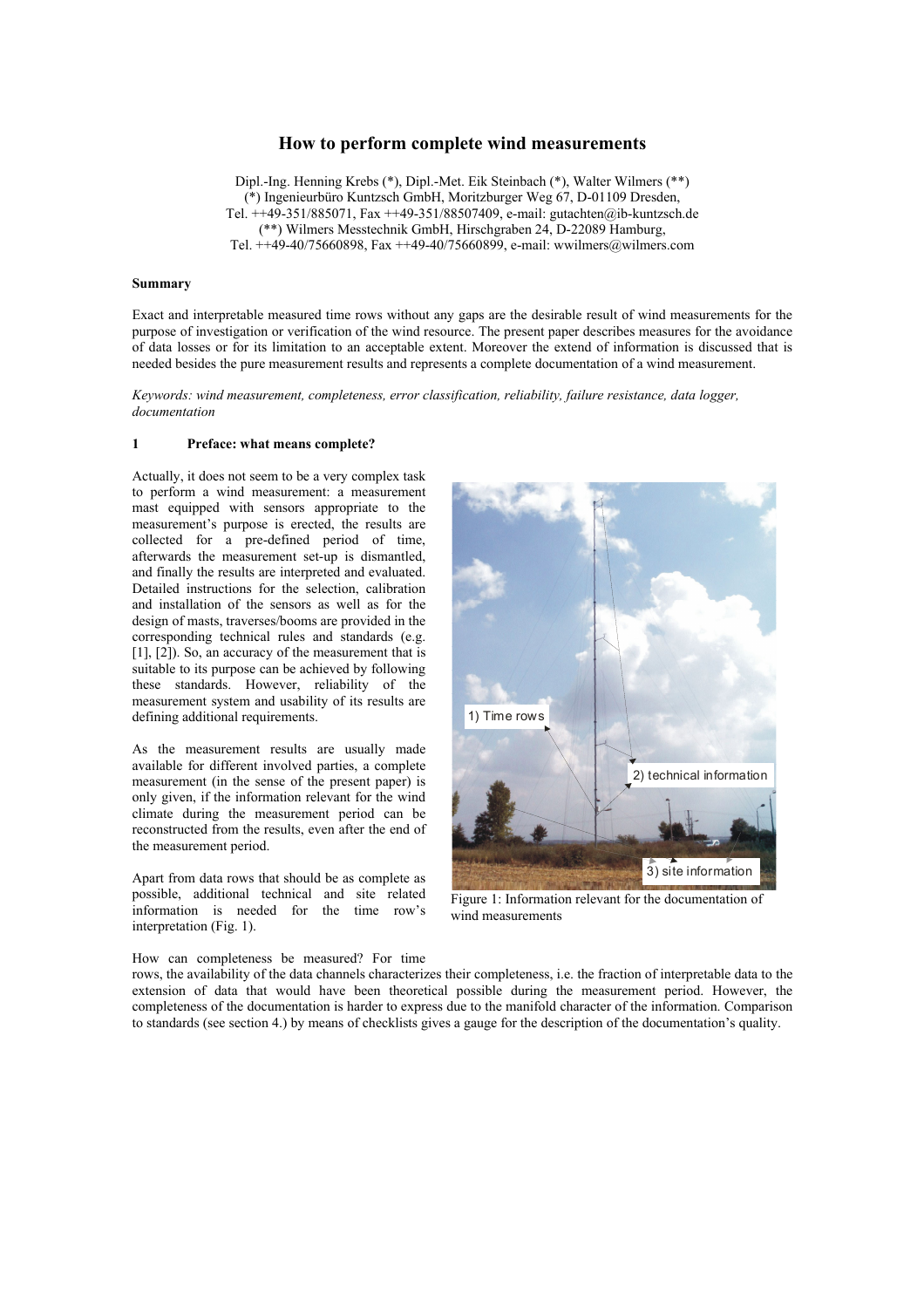# How to perform complete wind measurements

Dipl.-Ing. Henning Krebs (*), Dipl.-Met. Eik Steinbach (*), Walter Wilmers (**)
(*) Ingenieurbüro Kuntzsch GmbH, Moritzburger Weg 67, D-01109 Dresden,
Tel. ++49-351/885071, Fax ++49-351/88507409, e-mail: gutachten@ib-kuntzsch.de
(**) Wilmers Messtechnik GmbH, Hirschgraben 24, D-22089 Hamburg,
Tel. ++49-40/75660898, Fax ++49-40/75660899, e-mail: wwilmers@wilmers.com

**Summary**

Exact and interpretable measured time rows without any gaps are the desirable result of wind measurements for the purpose of investigation or verification of the wind resource. The present paper describes measures for the avoidance of data losses or for its limitation to an acceptable extent. Moreover the extend of information is discussed that is needed besides the pure measurement results and represents a complete documentation of a wind measurement.

*Keywords: wind measurement, completeness, error classification, reliability, failure resistance, data logger, documentation*

## 1 Preface: what means complete?

Actually, it does not seem to be a very complex task to perform a wind measurement: a measurement mast equipped with sensors appropriate to the measurement's purpose is erected, the results are collected for a pre-defined period of time, afterwards the measurement set-up is dismantled, and finally the results are interpreted and evaluated. Detailed instructions for the selection, calibration and installation of the sensors as well as for the design of masts, traverses/booms are provided in the corresponding technical rules and standards (e.g. [1], [2]). So, an accuracy of the measurement that is suitable to its purpose can be achieved by following these standards. However, reliability of the measurement system and usability of its results are defining additional requirements.

As the measurement results are usually made available for different involved parties, a complete measurement (in the sense of the present paper) is only given, if the information relevant for the wind climate during the measurement period can be reconstructed from the results, even after the end of the measurement period.

Apart from data rows that should be as complete as possible, additional technical and site related information is needed for the time row's interpretation (Fig. 1).

1) Time rows

2) technical information

3) site information

Figure 1: Information relevant for the documentation of wind measurements

How can completeness be measured? For time rows, the availability of the data channels characterizes their completeness, i.e. the fraction of interpretable data to the extension of data that would have been theoretical possible during the measurement period. However, the completeness of the documentation is harder to express due to the manifold character of the information. Comparison to standards (see section 4.) by means of checklists gives a gauge for the description of the documentation's quality.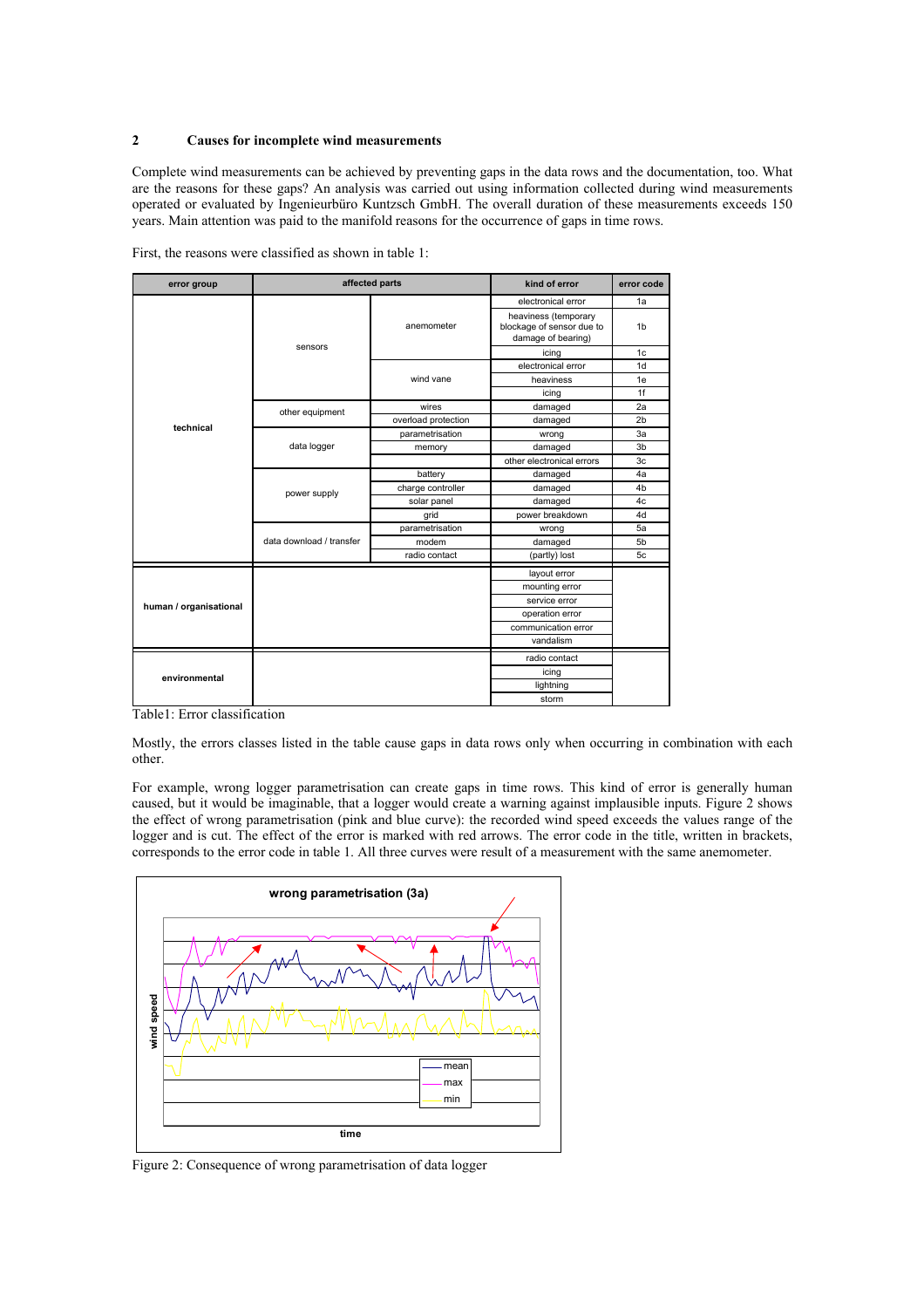## 2 Causes for incomplete wind measurements

Complete wind measurements can be achieved by preventing gaps in the data rows and the documentation, too. What are the reasons for these gaps? An analysis was carried out using information collected during wind measurements operated or evaluated by Ingenieurbüro Kuntzsch GmbH. The overall duration of these measurements exceeds 150 years. Main attention was paid to the manifold reasons for the occurrence of gaps in time rows.

First, the reasons were classified as shown in table 1:

| error group | affected parts | | kind of error | error code |
|---|---|---|---|---|
| technical | sensors | anemometer | electronical error | 1a |
| | | | heaviness (temporary blockage of sensor due to damage of bearing) | 1b |
| | | | icing | 1c |
| | | wind vane | electronical error | 1d |
| | | | heaviness | 1e |
| | | | icing | 1f |
| | other equipment | wires | damaged | 2a |
| | | overload protection | damaged | 2b |
| | data logger | parametrisation | wrong | 3a |
| | | memory | damaged | 3b |
| | | | other electronical errors | 3c |
| | power supply | battery | damaged | 4a |
| | | charge controller | damaged | 4b |
| | | solar panel | damaged | 4c |
| | | grid | power breakdown | 4d |
| | data download / transfer | parametrisation | wrong | 5a |
| | | modem | damaged | 5b |
| | | radio contact | (partly) lost | 5c |
| human / organisational | | | layout error | |
| | | | mounting error | |
| | | | service error | |
| | | | operation error | |
| | | | communication error | |
| | | | vandalism | |
| environmental | | | radio contact | |
| | | | icing | |
| | | | lightning | |
| | | | storm | |

Table1: Error classification

Mostly, the errors classes listed in the table cause gaps in data rows only when occurring in combination with each other.

For example, wrong logger parametrisation can create gaps in time rows. This kind of error is generally human caused, but it would be imaginable, that a logger would create a warning against implausible inputs. Figure 2 shows the effect of wrong parametrisation (pink and blue curve): the recorded wind speed exceeds the values range of the logger and is cut. The effect of the error is marked with red arrows. The error code in the title, written in brackets, corresponds to the error code in table 1. All three curves were result of a measurement with the same anemometer.

Figure 2: Consequence of wrong parametrisation of data logger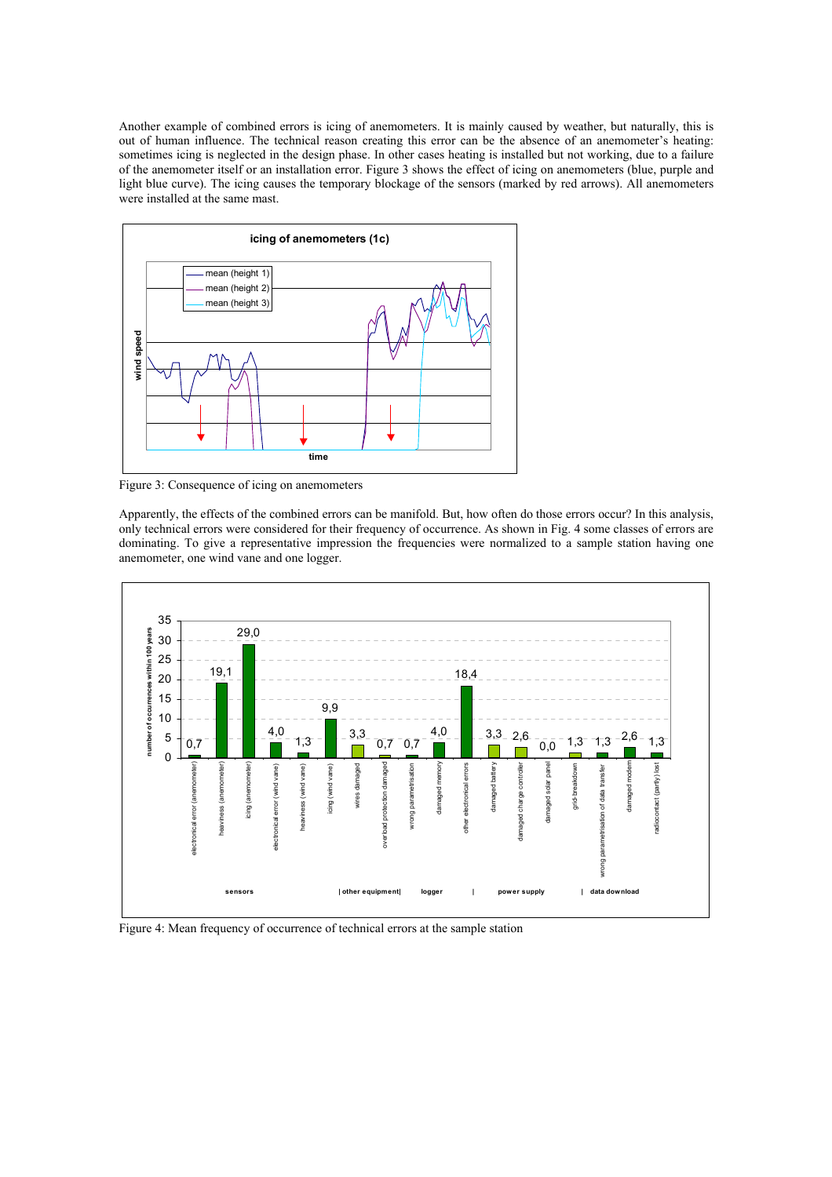Another example of combined errors is icing of anemometers. It is mainly caused by weather, but naturally, this is out of human influence. The technical reason creating this error can be the absence of an anemometer's heating: sometimes icing is neglected in the design phase. In other cases heating is installed but not working, due to a failure of the anemometer itself or an installation error. Figure 3 shows the effect of icing on anemometers (blue, purple and light blue curve). The icing causes the temporary blockage of the sensors (marked by red arrows). All anemometers were installed at the same mast.

Figure 3: Consequence of icing on anemometers

Apparently, the effects of the combined errors can be manifold. But, how often do those errors occur? In this analysis, only technical errors were considered for their frequencies of occurrence. As shown in Fig. 4 some classes of errors are dominating. To give a representative impression the frequencies were normalized to a sample station having one anemometer, one wind vane and one logger.

Figure 4: Mean frequency of occurrence of technical errors at the sample station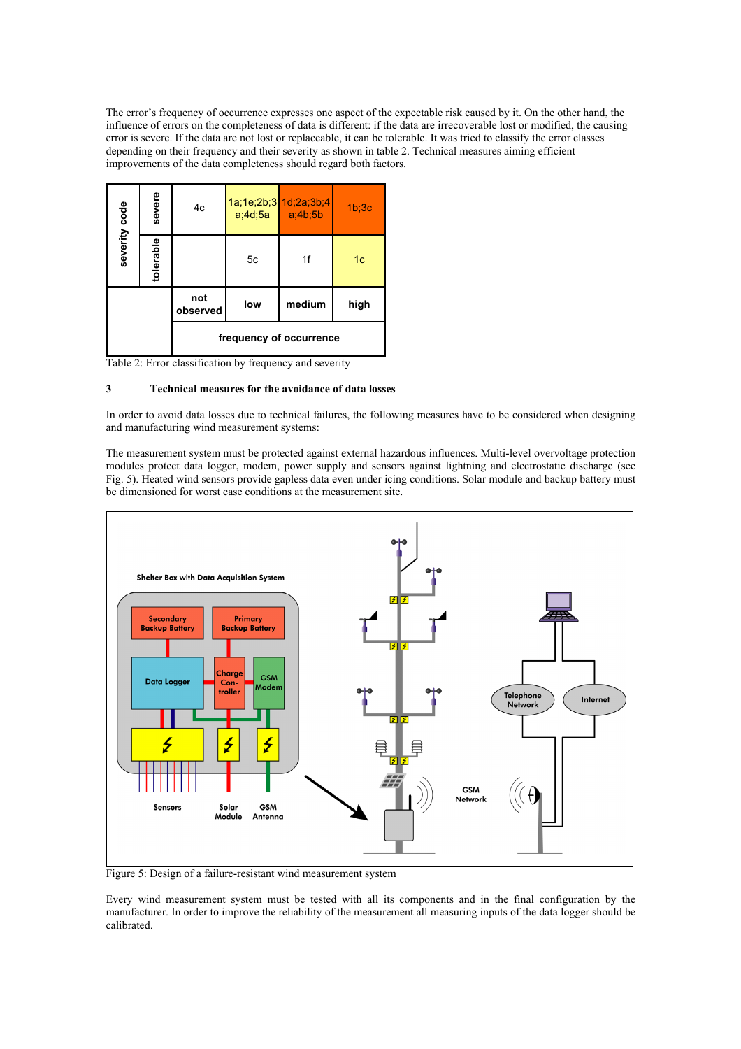The error's frequency of occurrence expresses one aspect of the expectable risk caused by it. On the other hand, the influence of errors on the completeness of data is different: if the data are irrecoverable lost or modified, the causing error is severe. If the data are not lost or replaceable, it can be tolerable. It was tried to classify the error classes depending on their frequency and their severity as shown in table 2. Technical measures aiming efficient improvements of the data completeness should regard both factors.

| severity code | | | | | |
|---|---|---|---|---|---|
| | severe | 4c | 1a;1e;2b;3a;4d;5a | 1d;2a;3b;4a;4b;5b | 1b;3c |
| | tolerable | | 5c | 1f | 1c |
| | | not observed | low | medium | high |
| | | frequency of occurrence | | | |

Table 2: Error classification by frequency and severity

## 3 Technical measures for the avoidance of data losses

In order to avoid data losses due to technical failures, the following measures have to be considered when designing and manufacturing wind measurement systems:

The measurement system must be protected against external hazardous influences. Multi-level overvoltage protection modules protect data logger, modem, power supply and sensors against lightning and electrostatic discharge (see Fig. 5). Heated wind sensors provide gapless data even under icing conditions. Solar module and backup battery must be dimensioned for worst case conditions at the measurement site.

Figure 5: Design of a failure-resistant wind measurement system

Every wind measurement system must be tested with all its components and in the final configuration by the manufacturer. In order to improve the reliability of the measurement all measuring inputs of the data logger should be calibrated.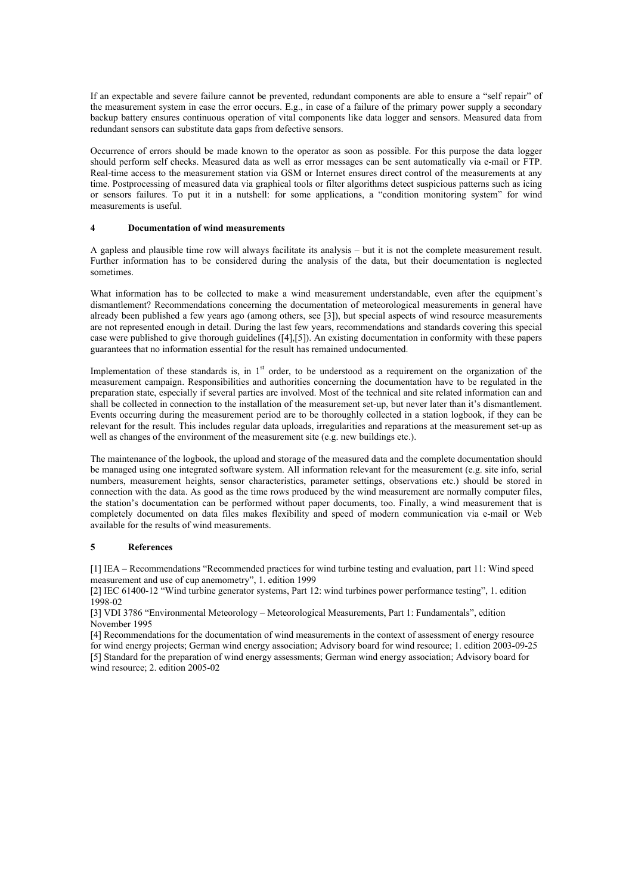If an expectable and severe failure cannot be prevented, redundant components are able to ensure a "self repair" of the measurement system in case the error occurs. E.g., in case of a failure of the primary power supply a secondary backup battery ensures continuous operation of vital components like data logger and sensors. Measured data from redundant sensors can substitute data gaps from defective sensors.

Occurrence of errors should be made known to the operator as soon as possible. For this purpose the data logger should perform self checks. Measured data as well as error messages can be sent automatically via e-mail or FTP. Real-time access to the measurement station via GSM or Internet ensures direct control of the measurements at any time. Postprocessing of measured data via graphical tools or filter algorithms detect suspicious patterns such as icing or sensors failures. To put it in a nutshell: for some applications, a "condition monitoring system" for wind measurements is useful.

## 4 Documentation of wind measurements

A gapless and plausible time row will always facilitate its analysis – but it is not the complete measurement result. Further information has to be considered during the analysis of the data, but their documentation is neglected sometimes.

What information has to be collected to make a wind measurement understandable, even after the equipment's dismantlement? Recommendations concerning the documentation of meteorological measurements in general have already been published a few years ago (among others, see [3]), but special aspects of wind resource measurements are not represented enough in detail. During the last few years, recommendations and standards covering this special case were published to give thorough guidelines ([4],[5]). An existing documentation in conformity with these papers guarantees that no information essential for the result has remained undocumented.

Implementation of these standards is, in 1st order, to be understood as a requirement on the organization of the measurement campaign. Responsibilities and authorities concerning the documentation have to be regulated in the preparation state, especially if several parties are involved. Most of the technical and site related information can and shall be collected in connection to the installation of the measurement set-up, but never later than it's dismantlement. Events occurring during the measurement period are to be thoroughly collected in a station logbook, if they can be relevant for the result. This includes regular data uploads, irregularities and reparations at the measurement set-up as well as changes of the environment of the measurement site (e.g. new buildings etc.).

The maintenance of the logbook, the upload and storage of the measured data and the complete documentation should be managed using one integrated software system. All information relevant for the measurement (e.g. site info, serial numbers, measurement heights, sensor characteristics, parameter settings, observations etc.) should be stored in connection with the data. As good as the time rows produced by the wind measurement are normally computer files, the station's documentation can be performed without paper documents, too. Finally, a wind measurement that is completely documented on data files makes flexibility and speed of modern communication via e-mail or Web available for the results of wind measurements.

## 5 References

[1] IEA – Recommendations "Recommended practices for wind turbine testing and evaluation, part 11: Wind speed measurement and use of cup anemometry", 1. edition 1999

[2] IEC 61400-12 "Wind turbine generator systems, Part 12: wind turbines power performance testing", 1. edition 1998-02

[3] VDI 3786 "Environmental Meteorology – Meteorological Measurements, Part 1: Fundamentals", edition November 1995

[4] Recommendations for the documentation of wind measurements in the context of assessment of energy resource for wind energy projects; German wind energy association; Advisory board for wind resource; 1. edition 2003-09-25

[5] Standard for the preparation of wind energy assessments; German wind energy association; Advisory board for wind resource; 2. edition 2005-02